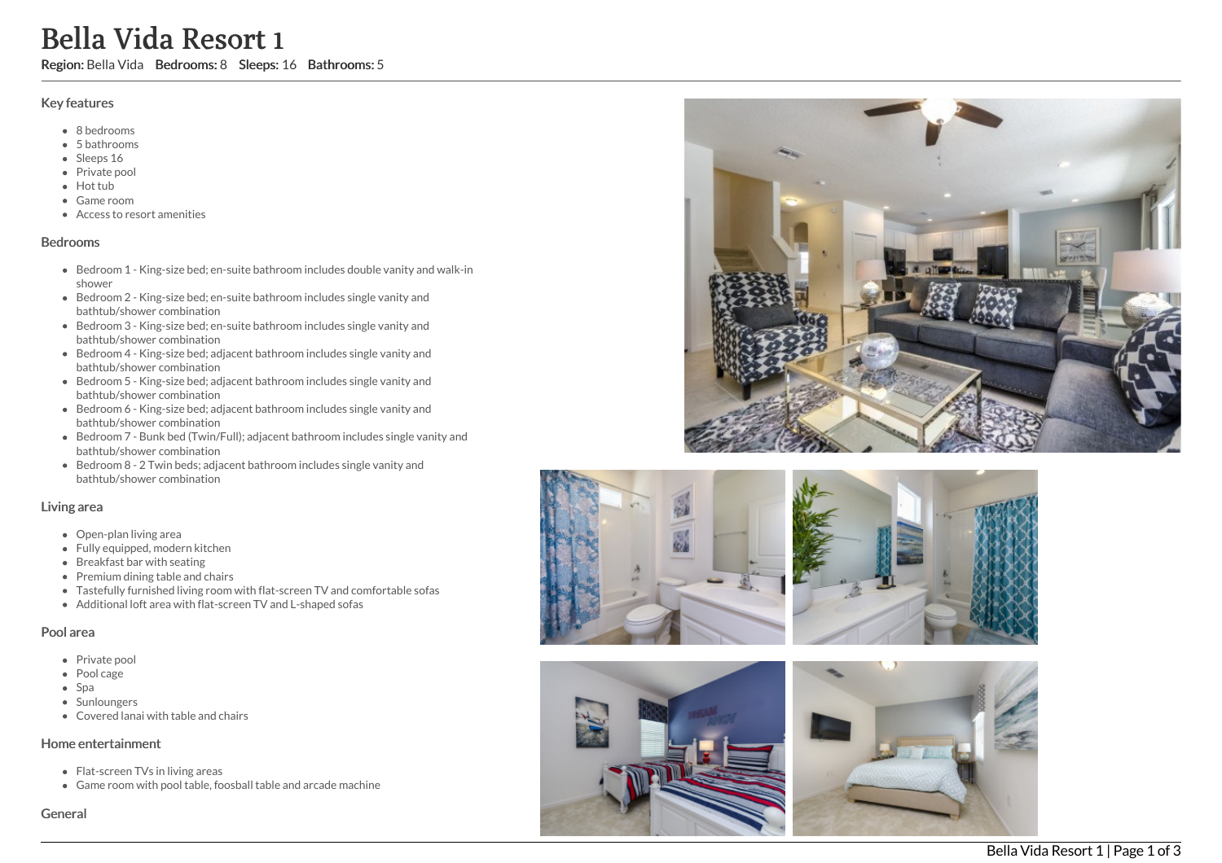# Bella Vida Resort 1

**Region:** Bella Vida **Bedrooms:** 8 **Sleeps:** 16 **Bathrooms:** 5

## Key features

- 8 bedrooms
- 5 bathrooms
- Sleeps 16
- Private pool
- Hot tub
- Game room
- Access to resort amenities

## Bedrooms

- Bedroom 1 - King-size bed; en-suite bathroom includes double vanity and walk-in shower
- Bedroom 2 - King-size bed; en-suite bathroom includes single vanity and bathtub/shower combination
- Bedroom 3 - King-size bed; en-suite bathroom includes single vanity and bathtub/shower combination
- Bedroom 4 - King-size bed; adjacent bathroom includes single vanity and bathtub/shower combination
- Bedroom 5 - King-size bed; adjacent bathroom includes single vanity and bathtub/shower combination
- Bedroom 6 - King-size bed; adjacent bathroom includes single vanity and bathtub/shower combination
- Bedroom 7 - Bunk bed (Twin/Full); adjacent bathroom includes single vanity and bathtub/shower combination
- Bedroom 8 - 2 Twin beds; adjacent bathroom includes single vanity and bathtub/shower combination

## Living area

- Open-plan living area
- Fully equipped, modern kitchen
- Breakfast bar with seating
- Premium dining table and chairs
- Tastefully furnished living room with flat-screen TV and comfortable sofas
- Additional loft area with flat-screen TV and L-shaped sofas

## Pool area

- Private pool
- Pool cage
- Spa
- Sunloungers
- Covered lanai with table and chairs

## Home entertainment

- Flat-screen TVs in living areas
- Game room with pool table, foosball table and arcade machine

## General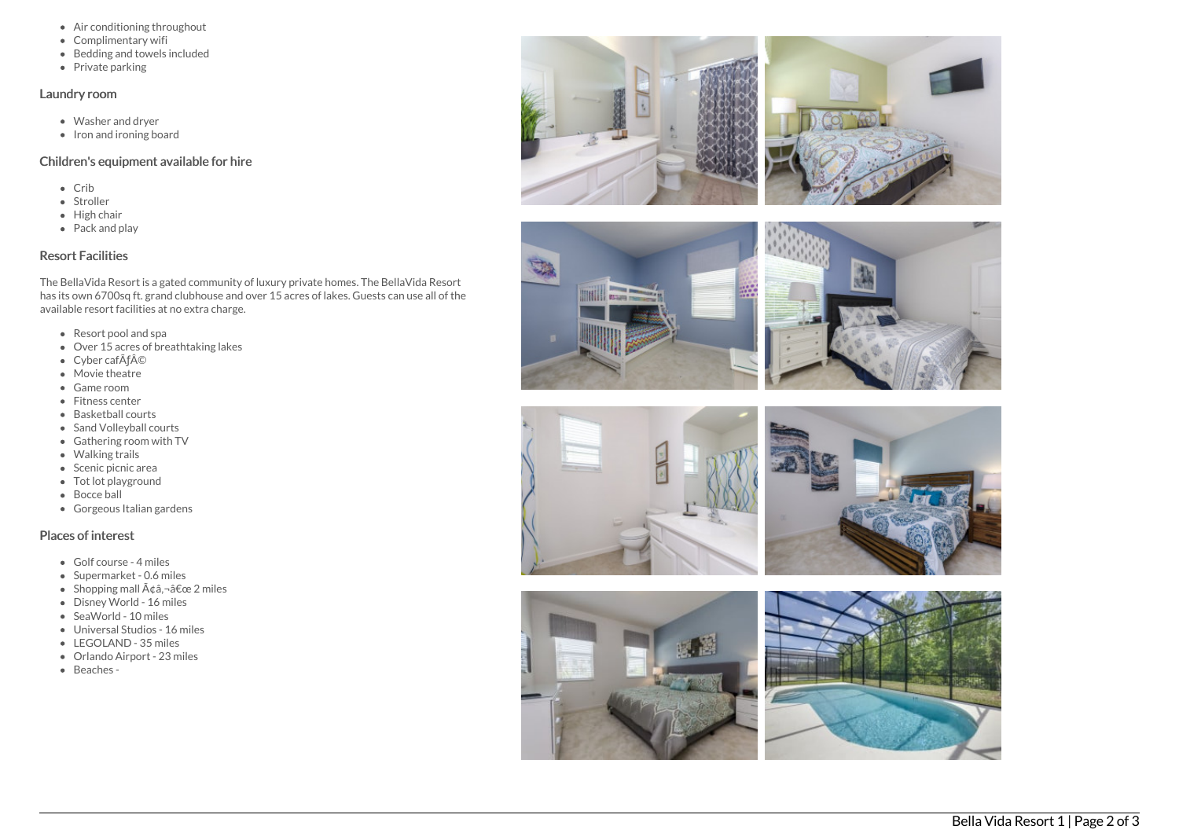- Air conditioning throughout
- Complimentary wifi
- Bedding and towels included
- Private parking

### Laundry room

- Washer and dryer
- Iron and ironing board

### Children's equipment available for hire

- Crib
- Stroller
- High chair
- Pack and play

### Resort Facilities

The BellaVida Resort is a gated community of luxury private homes. The BellaVida Resort has its own 6700sq ft. grand clubhouse and over 15 acres of lakes. Guests can use all of the available resort facilities at no extra charge.

- Resort pool and spa
- Over 15 acres of breathtaking lakes
- Cyber cafÃƒÂ©
- Movie theatre
- Game room
- Fitness center
- Basketball courts
- Sand Volleyball courts
- Gathering room with TV
- Walking trails
- Scenic picnic area
- Tot lot playground
- Bocce ball
- Gorgeous Italian gardens

### Places of interest

- Golf course - 4 miles
- Supermarket - 0.6 miles
- Shopping mall Ã¢â‚¬â€œ 2 miles
- Disney World - 16 miles
- SeaWorld - 10 miles
- Universal Studios - 16 miles
- LEGOLAND - 35 miles
- Orlando Airport - 23 miles
- Beaches -